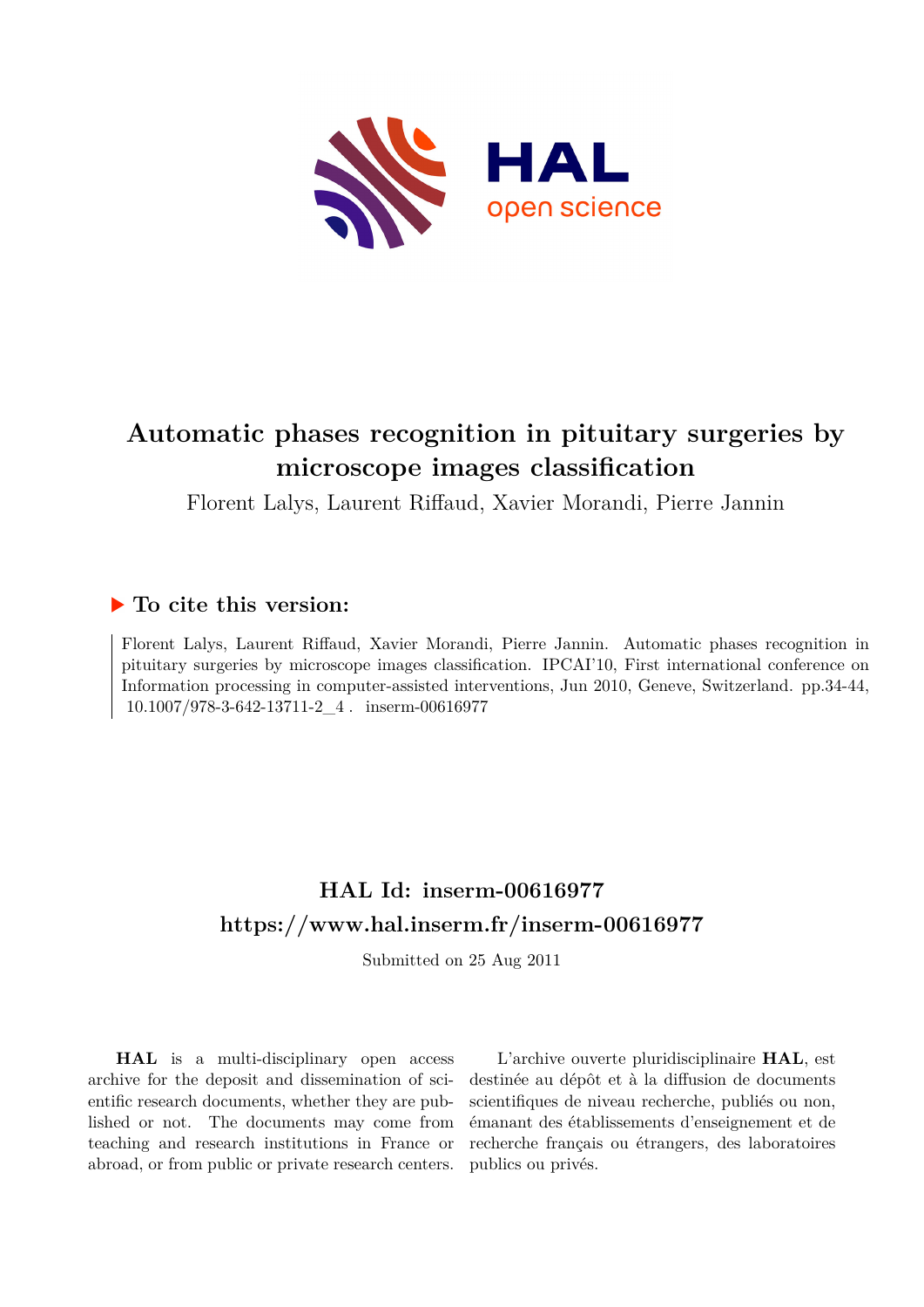# Automatic phases recognition in pituitary surgeries by microscope images classification

Florent Lalys, Laurent Riffaud, Xavier Morandi, Pierre Jannin

## ▶ To cite this version:

Florent Lalys, Laurent Riffaud, Xavier Morandi, Pierre Jannin. Automatic phases recognition in pituitary surgeries by microscope images classification. IPCAI'10, First international conference on Information processing in computer-assisted interventions, Jun 2010, Geneve, Switzerland. pp.34-44, 10.1007/978-3-642-13711-2_4 . inserm-00616977

## HAL Id: inserm-00616977

## https://www.hal.inserm.fr/inserm-00616977

Submitted on 25 Aug 2011

**HAL** is a multi-disciplinary open access archive for the deposit and dissemination of scientific research documents, whether they are published or not. The documents may come from teaching and research institutions in France or abroad, or from public or private research centers.

L'archive ouverte pluridisciplinaire **HAL**, est destinée au dépôt et à la diffusion de documents scientifiques de niveau recherche, publiés ou non, émanant des établissements d'enseignement et de recherche français ou étrangers, des laboratoires publics ou privés.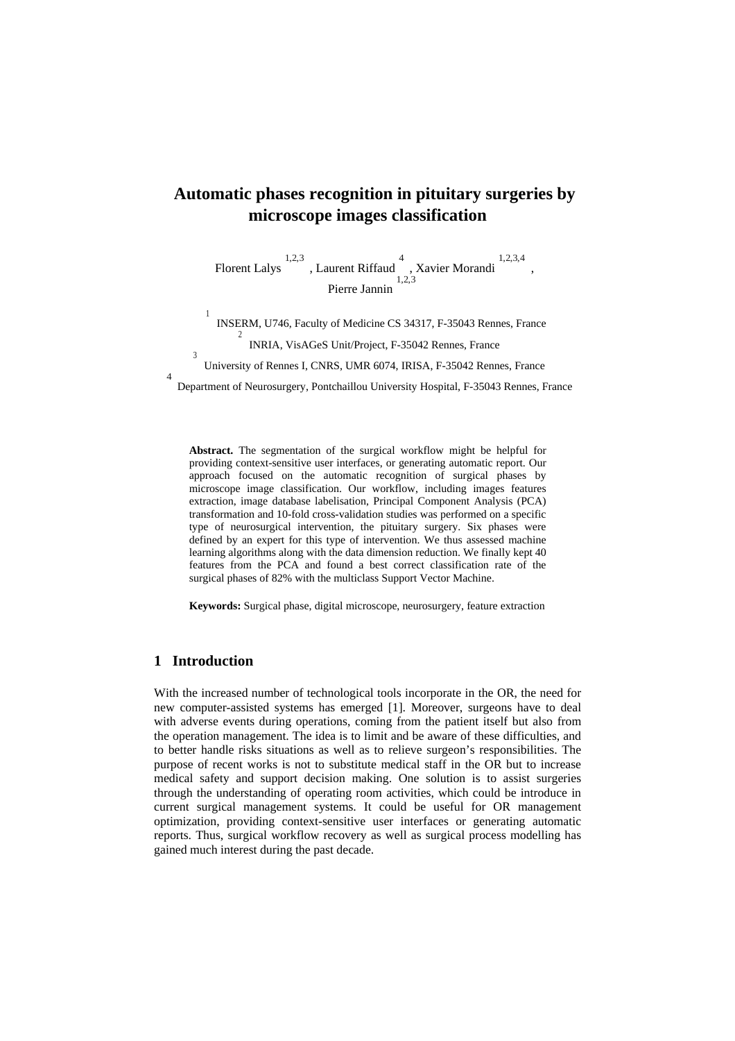# Automatic phases recognition in pituitary surgeries by microscope images classification

Florent Lalys [1,2,3], Laurent Riffaud [4], Xavier Morandi [1,2,3,4], Pierre Jannin [1,2,3]

[1] INSERM, U746, Faculty of Medicine CS 34317, F-35043 Rennes, France

[2] INRIA, VisAGeS Unit/Project, F-35042 Rennes, France

[3] University of Rennes I, CNRS, UMR 6074, IRISA, F-35042 Rennes, France

[4] Department of Neurosurgery, Pontchaillou University Hospital, F-35043 Rennes, France

**Abstract.** The segmentation of the surgical workflow might be helpful for providing context-sensitive user interfaces, or generating automatic report. Our approach focused on the automatic recognition of surgical phases by microscope image classification. Our workflow, including images features extraction, image database labelisation, Principal Component Analysis (PCA) transformation and 10-fold cross-validation studies was performed on a specific type of neurosurgical intervention, the pituitary surgery. Six phases were defined by an expert for this type of intervention. We thus assessed machine learning algorithms along with the data dimension reduction. We finally kept 40 features from the PCA and found a best correct classification rate of the surgical phases of 82% with the multiclass Support Vector Machine.

**Keywords:** Surgical phase, digital microscope, neurosurgery, feature extraction

## 1 Introduction

With the increased number of technological tools incorporate in the OR, the need for new computer-assisted systems has emerged [1]. Moreover, surgeons have to deal with adverse events during operations, coming from the patient itself but also from the operation management. The idea is to limit and be aware of these difficulties, and to better handle risks situations as well as to relieve surgeon's responsibilities. The purpose of recent works is not to substitute medical staff in the OR but to increase medical safety and support decision making. One solution is to assist surgeries through the understanding of operating room activities, which could be introduce in current surgical management systems. It could be useful for OR management optimization, providing context-sensitive user interfaces or generating automatic reports. Thus, surgical workflow recovery as well as surgical process modelling has gained much interest during the past decade.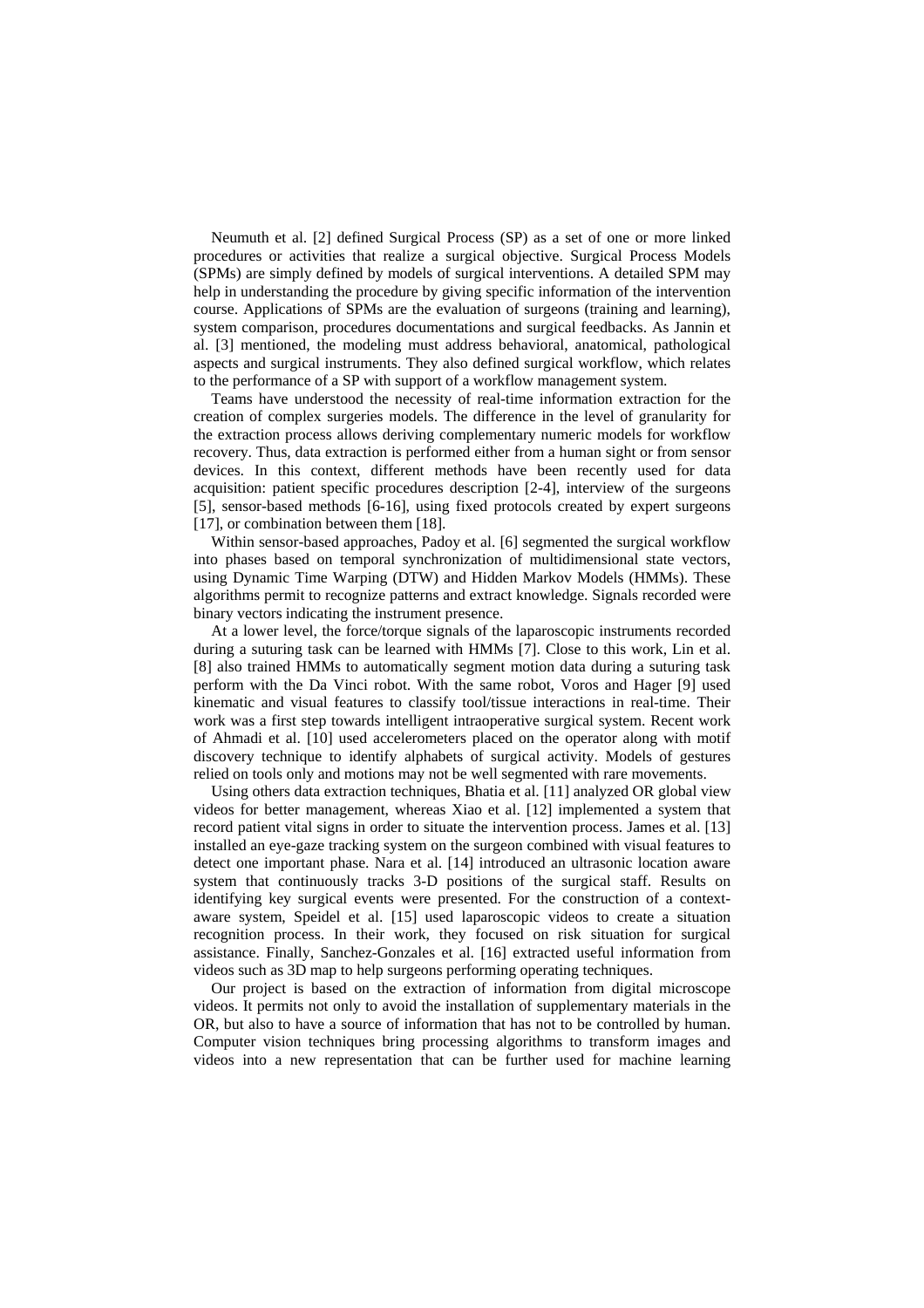Neumuth et al. [2] defined Surgical Process (SP) as a set of one or more linked procedures or activities that realize a surgical objective. Surgical Process Models (SPMs) are simply defined by models of surgical interventions. A detailed SPM may help in understanding the procedure by giving specific information of the intervention course. Applications of SPMs are the evaluation of surgeons (training and learning), system comparison, procedures documentations and surgical feedbacks. As Jannin et al. [3] mentioned, the modeling must address behavioral, anatomical, pathological aspects and surgical instruments. They also defined surgical workflow, which relates to the performance of a SP with support of a workflow management system.

Teams have understood the necessity of real-time information extraction for the creation of complex surgeries models. The difference in the level of granularity for the extraction process allows deriving complementary numeric models for workflow recovery. Thus, data extraction is performed either from a human sight or from sensor devices. In this context, different methods have been recently used for data acquisition: patient specific procedures description [2-4], interview of the surgeons [5], sensor-based methods [6-16], using fixed protocols created by expert surgeons [17], or combination between them [18].

Within sensor-based approaches, Padoy et al. [6] segmented the surgical workflow into phases based on temporal synchronization of multidimensional state vectors, using Dynamic Time Warping (DTW) and Hidden Markov Models (HMMs). These algorithms permit to recognize patterns and extract knowledge. Signals recorded were binary vectors indicating the instrument presence.

At a lower level, the force/torque signals of the laparoscopic instruments recorded during a suturing task can be learned with HMMs [7]. Close to this work, Lin et al. [8] also trained HMMs to automatically segment motion data during a suturing task perform with the Da Vinci robot. With the same robot, Voros and Hager [9] used kinematic and visual features to classify tool/tissue interactions in real-time. Their work was a first step towards intelligent intraoperative surgical system. Recent work of Ahmadi et al. [10] used accelerometers placed on the operator along with motif discovery technique to identify alphabets of surgical activity. Models of gestures relied on tools only and motions may not be well segmented with rare movements.

Using others data extraction techniques, Bhatia et al. [11] analyzed OR global view videos for better management, whereas Xiao et al. [12] implemented a system that record patient vital signs in order to situate the intervention process. James et al. [13] installed an eye-gaze tracking system on the surgeon combined with visual features to detect one important phase. Nara et al. [14] introduced an ultrasonic location aware system that continuously tracks 3-D positions of the surgical staff. Results on identifying key surgical events were presented. For the construction of a context-aware system, Speidel et al. [15] used laparoscopic videos to create a situation recognition process. In their work, they focused on risk situation for surgical assistance. Finally, Sanchez-Gonzales et al. [16] extracted useful information from videos such as 3D map to help surgeons performing operating techniques.

Our project is based on the extraction of information from digital microscope videos. It permits not only to avoid the installation of supplementary materials in the OR, but also to have a source of information that has not to be controlled by human. Computer vision techniques bring processing algorithms to transform images and videos into a new representation that can be further used for machine learning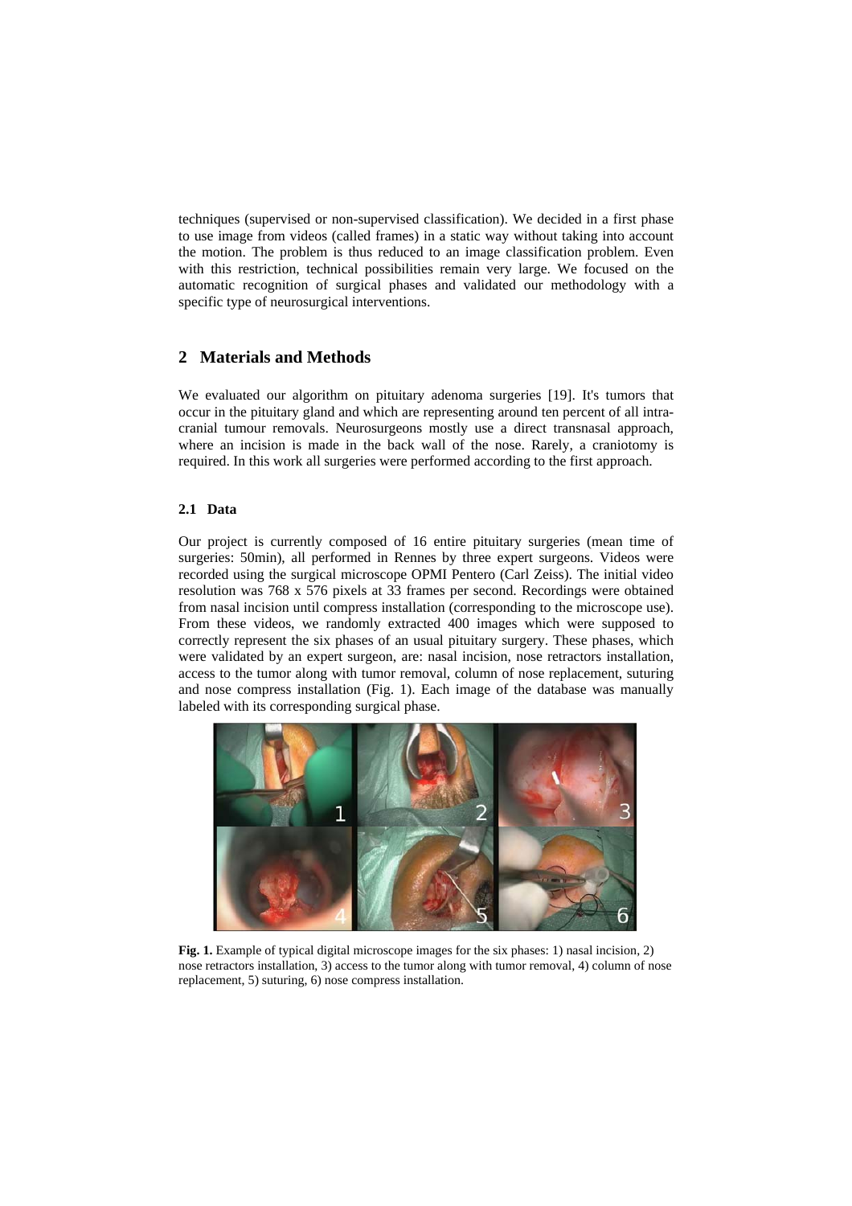techniques (supervised or non-supervised classification). We decided in a first phase to use image from videos (called frames) in a static way without taking into account the motion. The problem is thus reduced to an image classification problem. Even with this restriction, technical possibilities remain very large. We focused on the automatic recognition of surgical phases and validated our methodology with a specific type of neurosurgical interventions.

## 2 Materials and Methods

We evaluated our algorithm on pituitary adenoma surgeries [19]. It's tumors that occur in the pituitary gland and which are representing around ten percent of all intra-cranial tumour removals. Neurosurgeons mostly use a direct transnasal approach, where an incision is made in the back wall of the nose. Rarely, a craniotomy is required. In this work all surgeries were performed according to the first approach.

### 2.1 Data

Our project is currently composed of 16 entire pituitary surgeries (mean time of surgeries: 50min), all performed in Rennes by three expert surgeons. Videos were recorded using the surgical microscope OPMI Pentero (Carl Zeiss). The initial video resolution was 768 x 576 pixels at 33 frames per second. Recordings were obtained from nasal incision until compress installation (corresponding to the microscope use). From these videos, we randomly extracted 400 images which were supposed to correctly represent the six phases of an usual pituitary surgery. These phases, which were validated by an expert surgeon, are: nasal incision, nose retractors installation, access to the tumor along with tumor removal, column of nose replacement, suturing and nose compress installation (Fig. 1). Each image of the database was manually labeled with its corresponding surgical phase.

**Fig. 1.** Example of typical digital microscope images for the six phases: 1) nasal incision, 2) nose retractors installation, 3) access to the tumor along with tumor removal, 4) column of nose replacement, 5) suturing, 6) nose compress installation.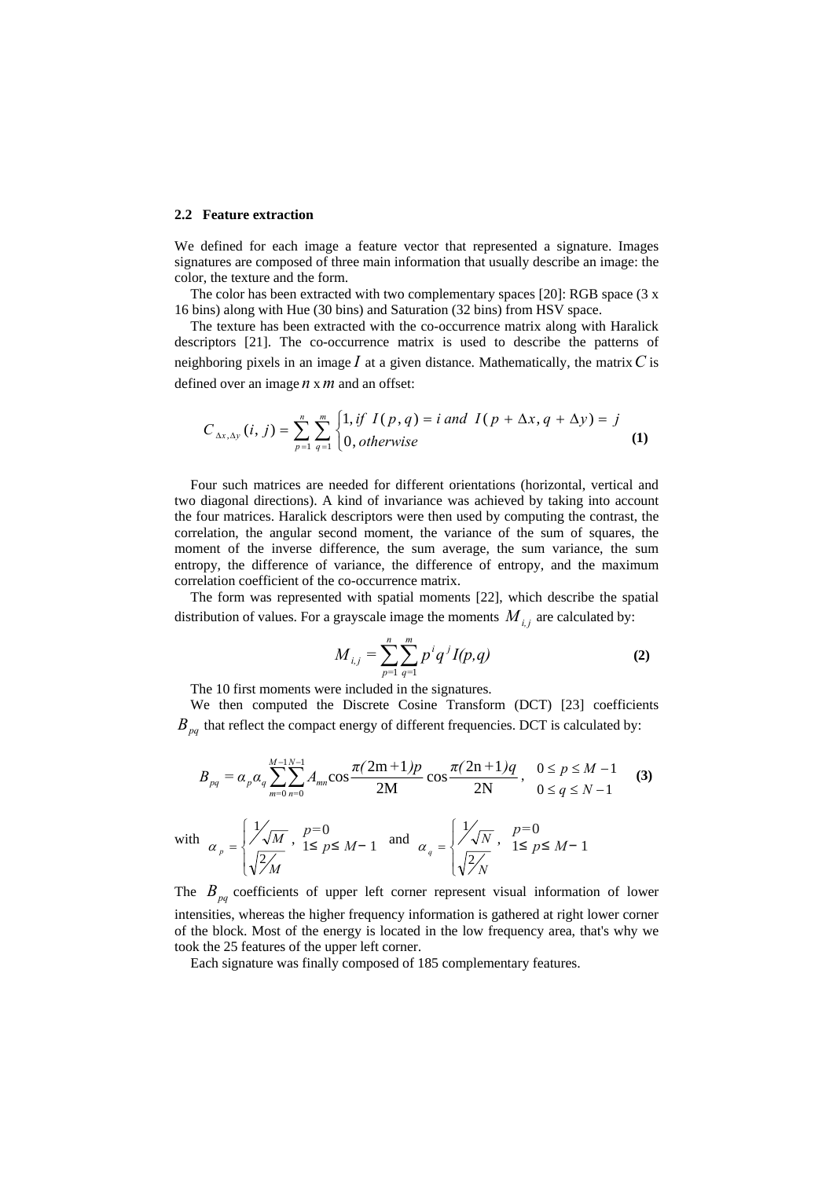### 2.2 Feature extraction

We defined for each image a feature vector that represented a signature. Images signatures are composed of three main information that usually describe an image: the color, the texture and the form.

The color has been extracted with two complementary spaces [20]: RGB space (3 x 16 bins) along with Hue (30 bins) and Saturation (32 bins) from HSV space.

The texture has been extracted with the co-occurrence matrix along with Haralick descriptors [21]. The co-occurrence matrix is used to describe the patterns of neighboring pixels in an image $I$ at a given distance. Mathematically, the matrix $C$ is defined over an image $n$ x $m$ and an offset:

$$C_{\Delta x,\Delta y}(i,\, j) = \sum_{p=1}^{n} \sum_{q=1}^{m} \begin{cases} 1, if\;\; I(p,q) = i \;and\;\; I(p+\Delta x, q+\Delta y) = j \\ 0, otherwise \end{cases} \quad \textbf{(1)}$$

Four such matrices are needed for different orientations (horizontal, vertical and two diagonal directions). A kind of invariance was achieved by taking into account the four matrices. Haralick descriptors were then used by computing the contrast, the correlation, the angular second moment, the variance of the sum of squares, the moment of the inverse difference, the sum average, the sum variance, the sum entropy, the difference of variance, the difference of entropy, and the maximum correlation coefficient of the co-occurrence matrix.

The form was represented with spatial moments [22], which describe the spatial distribution of values. For a grayscale image the moments $M_{i,j}$ are calculated by:

$$M_{i,j} = \sum_{p=1}^{n} \sum_{q=1}^{m} p^i q^j I(p,q) \quad \textbf{(2)}$$

The 10 first moments were included in the signatures.

We then computed the Discrete Cosine Transform (DCT) [23] coefficients $B_{pq}$ that reflect the compact energy of different frequencies. DCT is calculated by:

$$B_{pq} = \alpha_p \alpha_q \sum_{m=0}^{M-1} \sum_{n=0}^{N-1} A_{mn} \cos\frac{\pi(2\mathrm{m}+1)p}{2\mathrm{M}} \cos\frac{\pi(2\mathrm{n}+1)q}{2\mathrm{N}}, \quad \begin{matrix} 0 \le p \le M-1 \\ 0 \le q \le N-1 \end{matrix} \quad \textbf{(3)}$$

with $\alpha_p = \begin{cases} 1/\sqrt{M}, & p=0 \\ \sqrt{2/M}, & 1 \le p \le M-1 \end{cases}$ and $\alpha_q = \begin{cases} 1/\sqrt{N}, & p=0 \\ \sqrt{2/N}, & 1 \le p \le M-1 \end{cases}$

The $B_{pq}$ coefficients of upper left corner represent visual information of lower intensities, whereas the higher frequency information is gathered at right lower corner of the block. Most of the energy is located in the low frequency area, that's why we took the 25 features of the upper left corner.

Each signature was finally composed of 185 complementary features.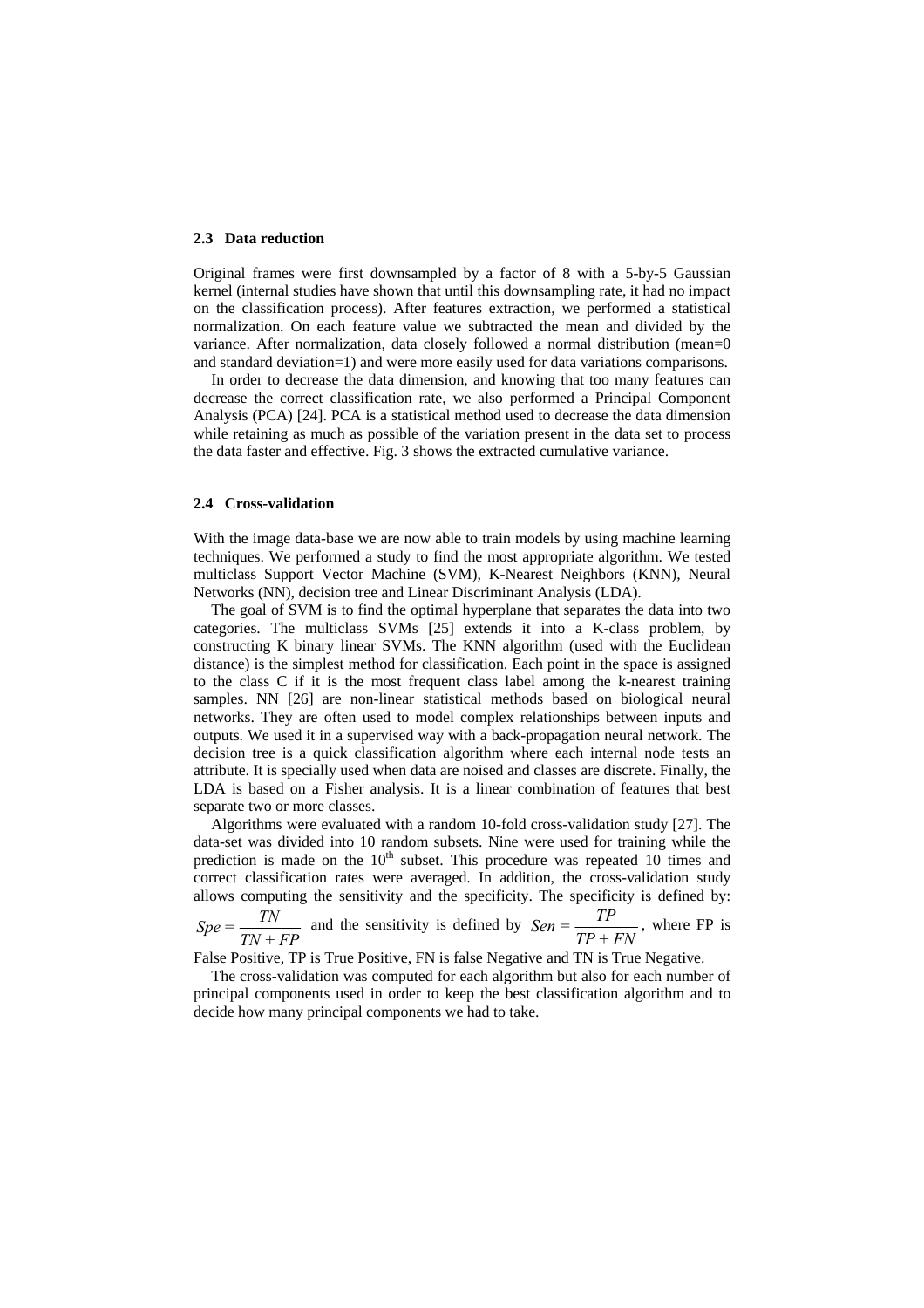### 2.3 Data reduction

Original frames were first downsampled by a factor of 8 with a 5-by-5 Gaussian kernel (internal studies have shown that until this downsampling rate, it had no impact on the classification process). After features extraction, we performed a statistical normalization. On each feature value we subtracted the mean and divided by the variance. After normalization, data closely followed a normal distribution (mean=0 and standard deviation=1) and were more easily used for data variations comparisons.

In order to decrease the data dimension, and knowing that too many features can decrease the correct classification rate, we also performed a Principal Component Analysis (PCA) [24]. PCA is a statistical method used to decrease the data dimension while retaining as much as possible of the variation present in the data set to process the data faster and effective. Fig. 3 shows the extracted cumulative variance.

### 2.4 Cross-validation

With the image data-base we are now able to train models by using machine learning techniques. We performed a study to find the most appropriate algorithm. We tested multiclass Support Vector Machine (SVM), K-Nearest Neighbors (KNN), Neural Networks (NN), decision tree and Linear Discriminant Analysis (LDA).

The goal of SVM is to find the optimal hyperplane that separates the data into two categories. The multiclass SVMs [25] extends it into a K-class problem, by constructing K binary linear SVMs. The KNN algorithm (used with the Euclidean distance) is the simplest method for classification. Each point in the space is assigned to the class C if it is the most frequent class label among the k-nearest training samples. NN [26] are non-linear statistical methods based on biological neural networks. They are often used to model complex relationships between inputs and outputs. We used it in a supervised way with a back-propagation neural network. The decision tree is a quick classification algorithm where each internal node tests an attribute. It is specially used when data are noised and classes are discrete. Finally, the LDA is based on a Fisher analysis. It is a linear combination of features that best separate two or more classes.

Algorithms were evaluated with a random 10-fold cross-validation study [27]. The data-set was divided into 10 random subsets. Nine were used for training while the prediction is made on the 10th subset. This procedure was repeated 10 times and correct classification rates were averaged. In addition, the cross-validation study allows computing the sensitivity and the specificity. The specificity is defined by: $Spe = \frac{TN}{TN + FP}$ and the sensitivity is defined by $Sen = \frac{TP}{TP + FN}$, where FP is False Positive, TP is True Positive, FN is false Negative and TN is True Negative.

The cross-validation was computed for each algorithm but also for each number of principal components used in order to keep the best classification algorithm and to decide how many principal components we had to take.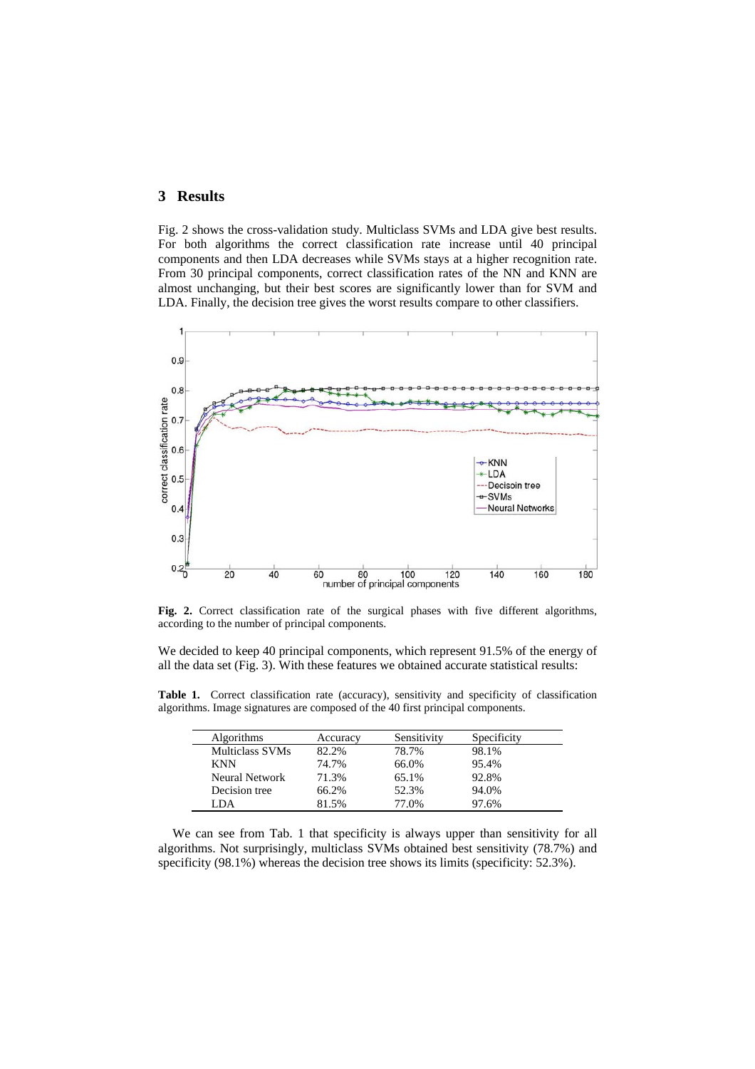## 3 Results

Fig. 2 shows the cross-validation study. Multiclass SVMs and LDA give best results. For both algorithms the correct classification rate increase until 40 principal components and then LDA decreases while SVMs stays at a higher recognition rate. From 30 principal components, correct classification rates of the NN and KNN are almost unchanging, but their best scores are significantly lower than for SVM and LDA. Finally, the decision tree gives the worst results compare to other classifiers.

**Fig. 2.** Correct classification rate of the surgical phases with five different algorithms, according to the number of principal components.

We decided to keep 40 principal components, which represent 91.5% of the energy of all the data set (Fig. 3). With these features we obtained accurate statistical results:

**Table 1.** Correct classification rate (accuracy), sensitivity and specificity of classification algorithms. Image signatures are composed of the 40 first principal components.

| Algorithms | Accuracy | Sensitivity | Specificity |
|---|---|---|---|
| Multiclass SVMs | 82.2% | 78.7% | 98.1% |
| KNN | 74.7% | 66.0% | 95.4% |
| Neural Network | 71.3% | 65.1% | 92.8% |
| Decision tree | 66.2% | 52.3% | 94.0% |
| LDA | 81.5% | 77.0% | 97.6% |

We can see from Tab. 1 that specificity is always upper than sensitivity for all algorithms. Not surprisingly, multiclass SVMs obtained best sensitivity (78.7%) and specificity (98.1%) whereas the decision tree shows its limits (specificity: 52.3%).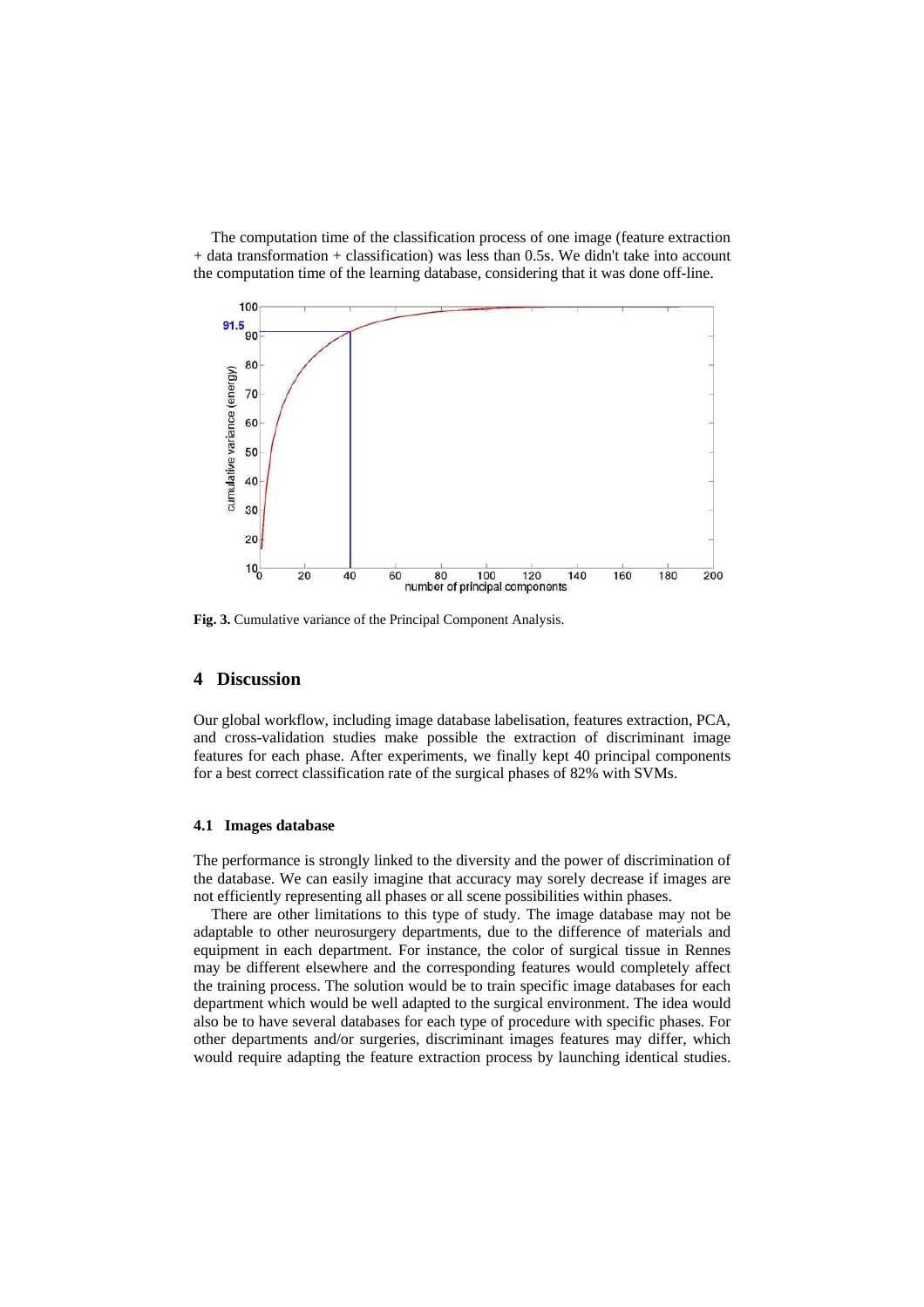The computation time of the classification process of one image (feature extraction + data transformation + classification) was less than 0.5s. We didn't take into account the computation time of the learning database, considering that it was done off-line.

**Fig. 3.** Cumulative variance of the Principal Component Analysis.

## 4 Discussion

Our global workflow, including image database labelisation, features extraction, PCA, and cross-validation studies make possible the extraction of discriminant image features for each phase. After experiments, we finally kept 40 principal components for a best correct classification rate of the surgical phases of 82% with SVMs.

### 4.1 Images database

The performance is strongly linked to the diversity and the power of discrimination of the database. We can easily imagine that accuracy may sorely decrease if images are not efficiently representing all phases or all scene possibilities within phases.

There are other limitations to this type of study. The image database may not be adaptable to other neurosurgery departments, due to the difference of materials and equipment in each department. For instance, the color of surgical tissue in Rennes may be different elsewhere and the corresponding features would completely affect the training process. The solution would be to train specific image databases for each department which would be well adapted to the surgical environment. The idea would also be to have several databases for each type of procedure with specific phases. For other departments and/or surgeries, discriminant images features may differ, which would require adapting the feature extraction process by launching identical studies.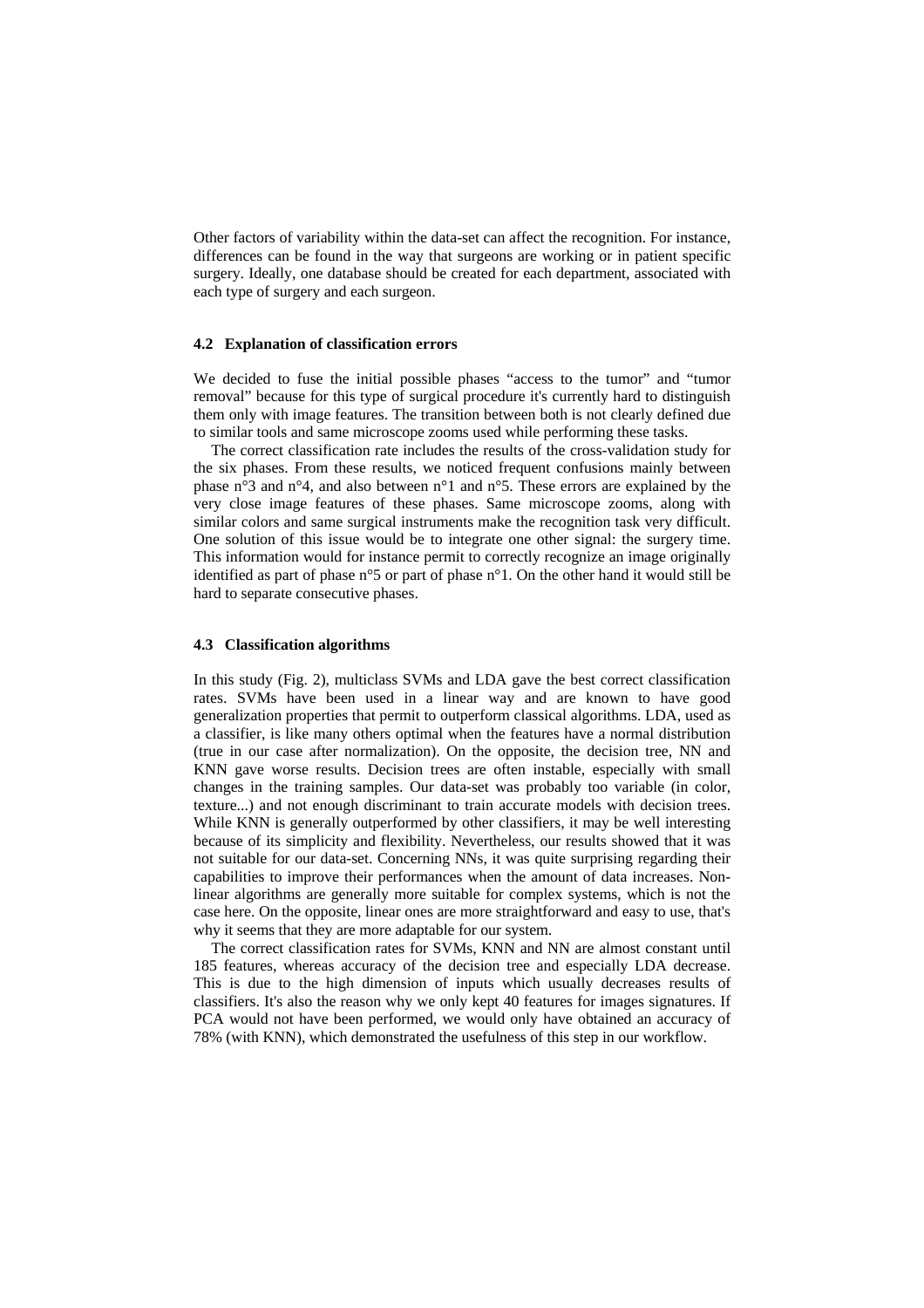Other factors of variability within the data-set can affect the recognition. For instance, differences can be found in the way that surgeons are working or in patient specific surgery. Ideally, one database should be created for each department, associated with each type of surgery and each surgeon.

### 4.2 Explanation of classification errors

We decided to fuse the initial possible phases “access to the tumor” and “tumor removal” because for this type of surgical procedure it's currently hard to distinguish them only with image features. The transition between both is not clearly defined due to similar tools and same microscope zooms used while performing these tasks.

The correct classification rate includes the results of the cross-validation study for the six phases. From these results, we noticed frequent confusions mainly between phase n°3 and n°4, and also between n°1 and n°5. These errors are explained by the very close image features of these phases. Same microscope zooms, along with similar colors and same surgical instruments make the recognition task very difficult. One solution of this issue would be to integrate one other signal: the surgery time. This information would for instance permit to correctly recognize an image originally identified as part of phase n°5 or part of phase n°1. On the other hand it would still be hard to separate consecutive phases.

### 4.3 Classification algorithms

In this study (Fig. 2), multiclass SVMs and LDA gave the best correct classification rates. SVMs have been used in a linear way and are known to have good generalization properties that permit to outperform classical algorithms. LDA, used as a classifier, is like many others optimal when the features have a normal distribution (true in our case after normalization). On the opposite, the decision tree, NN and KNN gave worse results. Decision trees are often instable, especially with small changes in the training samples. Our data-set was probably too variable (in color, texture...) and not enough discriminant to train accurate models with decision trees. While KNN is generally outperformed by other classifiers, it may be well interesting because of its simplicity and flexibility. Nevertheless, our results showed that it was not suitable for our data-set. Concerning NNs, it was quite surprising regarding their capabilities to improve their performances when the amount of data increases. Non-linear algorithms are generally more suitable for complex systems, which is not the case here. On the opposite, linear ones are more straightforward and easy to use, that's why it seems that they are more adaptable for our system.

The correct classification rates for SVMs, KNN and NN are almost constant until 185 features, whereas accuracy of the decision tree and especially LDA decrease. This is due to the high dimension of inputs which usually decreases results of classifiers. It's also the reason why we only kept 40 features for images signatures. If PCA would not have been performed, we would only have obtained an accuracy of 78% (with KNN), which demonstrated the usefulness of this step in our workflow.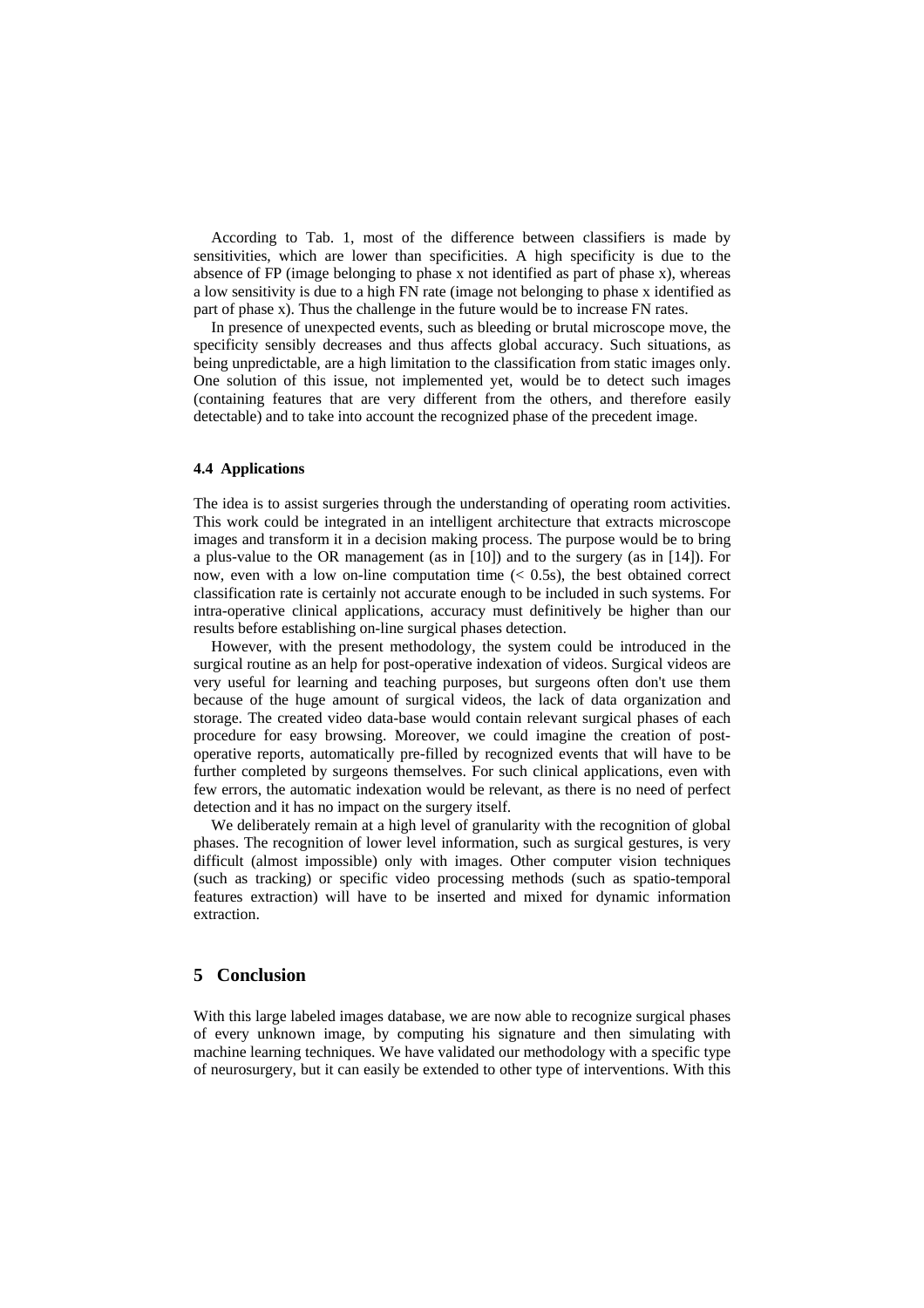According to Tab. 1, most of the difference between classifiers is made by sensitivities, which are lower than specificities. A high specificity is due to the absence of FP (image belonging to phase x not identified as part of phase x), whereas a low sensitivity is due to a high FN rate (image not belonging to phase x identified as part of phase x). Thus the challenge in the future would be to increase FN rates.

In presence of unexpected events, such as bleeding or brutal microscope move, the specificity sensibly decreases and thus affects global accuracy. Such situations, as being unpredictable, are a high limitation to the classification from static images only. One solution of this issue, not implemented yet, would be to detect such images (containing features that are very different from the others, and therefore easily detectable) and to take into account the recognized phase of the precedent image.

### 4.4 Applications

The idea is to assist surgeries through the understanding of operating room activities. This work could be integrated in an intelligent architecture that extracts microscope images and transform it in a decision making process. The purpose would be to bring a plus-value to the OR management (as in [10]) and to the surgery (as in [14]). For now, even with a low on-line computation time (< 0.5s), the best obtained correct classification rate is certainly not accurate enough to be included in such systems. For intra-operative clinical applications, accuracy must definitively be higher than our results before establishing on-line surgical phases detection.

However, with the present methodology, the system could be introduced in the surgical routine as an help for post-operative indexation of videos. Surgical videos are very useful for learning and teaching purposes, but surgeons often don't use them because of the huge amount of surgical videos, the lack of data organization and storage. The created video data-base would contain relevant surgical phases of each procedure for easy browsing. Moreover, we could imagine the creation of post-operative reports, automatically pre-filled by recognized events that will have to be further completed by surgeons themselves. For such clinical applications, even with few errors, the automatic indexation would be relevant, as there is no need of perfect detection and it has no impact on the surgery itself.

We deliberately remain at a high level of granularity with the recognition of global phases. The recognition of lower level information, such as surgical gestures, is very difficult (almost impossible) only with images. Other computer vision techniques (such as tracking) or specific video processing methods (such as spatio-temporal features extraction) will have to be inserted and mixed for dynamic information extraction.

## 5 Conclusion

With this large labeled images database, we are now able to recognize surgical phases of every unknown image, by computing his signature and then simulating with machine learning techniques. We have validated our methodology with a specific type of neurosurgery, but it can easily be extended to other type of interventions. With this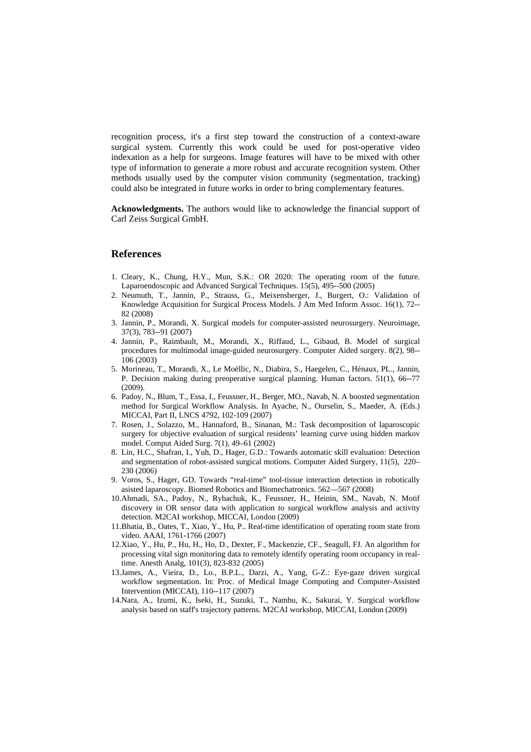recognition process, it's a first step toward the construction of a context-aware surgical system. Currently this work could be used for post-operative video indexation as a help for surgeons. Image features will have to be mixed with other type of information to generate a more robust and accurate recognition system. Other methods usually used by the computer vision community (segmentation, tracking) could also be integrated in future works in order to bring complementary features.

**Acknowledgments.** The authors would like to acknowledge the financial support of Carl Zeiss Surgical GmbH.

## References

1. Cleary, K., Chung, H.Y., Mun, S.K.: OR 2020: The operating room of the future. Laparoendoscopic and Advanced Surgical Techniques. 15(5), 495--500 (2005)
2. Neumuth, T., Jannin, P., Strauss, G., Meixensberger, J., Burgert, O.: Validation of Knowledge Acquisition for Surgical Process Models. J Am Med Inform Assoc. 16(1), 72--82 (2008)
3. Jannin, P., Morandi, X. Surgical models for computer-assisted neurosurgery. Neuroimage, 37(3), 783--91 (2007)
4. Jannin, P., Raimbault, M., Morandi, X., Riffaud, L., Gibaud, B. Model of surgical procedures for multimodal image-guided neurosurgery. Computer Aided surgery. 8(2), 98--106 (2003)
5. Morineau, T., Morandi, X., Le Moëllic, N., Diabira, S., Haegelen, C., Hénaux, PL., Jannin, P. Decision making during preoperative surgical planning. Human factors. 51(1), 66--77 (2009).
6. Padoy, N., Blum, T., Essa, I., Feussner, H., Berger, MO., Navab, N. A boosted segmentation method for Surgical Workflow Analysis. In Ayache, N., Ourselin, S., Maeder, A. (Eds.) MICCAI, Part II, LNCS 4792, 102-109 (2007)
7. Rosen, J., Solazzo, M., Hannaford, B., Sinanan, M.: Task decomposition of laparoscopic surgery for objective evaluation of surgical residents' learning curve using hidden markov model. Comput Aided Surg. 7(1), 49–61 (2002)
8. Lin, H.C., Shafran, I., Yuh, D., Hager, G.D.: Towards automatic skill evaluation: Detection and segmentation of robot-assisted surgical motions. Computer Aided Surgery, 11(5), 220–230 (2006)
9. Voros, S., Hager, GD. Towards "real-time" tool-tissue interaction detection in robotically asisted laparoscopy. Biomed Robotics and Biomechatronics. 562—567 (2008)
10. Ahmadi, SA., Padoy, N., Rybachuk, K., Feussner, H., Heinin, SM., Navab, N. Motif discovery in OR sensor data with application to surgical workflow analysis and activity detection. M2CAI workshop, MICCAI, London (2009)
11. Bhatia, B., Oates, T., Xiao, Y., Hu, P.. Real-time identification of operating room state from video. AAAI, 1761-1766 (2007)
12. Xiao, Y., Hu, P., Hu, H., Ho, D., Dexter, F., Mackenzie, CF., Seagull, FJ. An algorithm for processing vital sign monitoring data to remotely identify operating room occupancy in real-time. Anesth Analg, 101(3), 823-832 (2005)
13. James, A., Vieira, D., Lo., B.P.L., Darzi, A., Yang, G-Z.: Eye-gaze driven surgical workflow segmentation. In: Proc. of Medical Image Computing and Computer-Assisted Intervention (MICCAI), 110--117 (2007)
14. Nara, A., Izumi, K., Iseki, H., Suzuki, T., Nambu, K., Sakurai, Y. Surgical workflow analysis based on staff's trajectory patterns. M2CAI workshop, MICCAI, London (2009)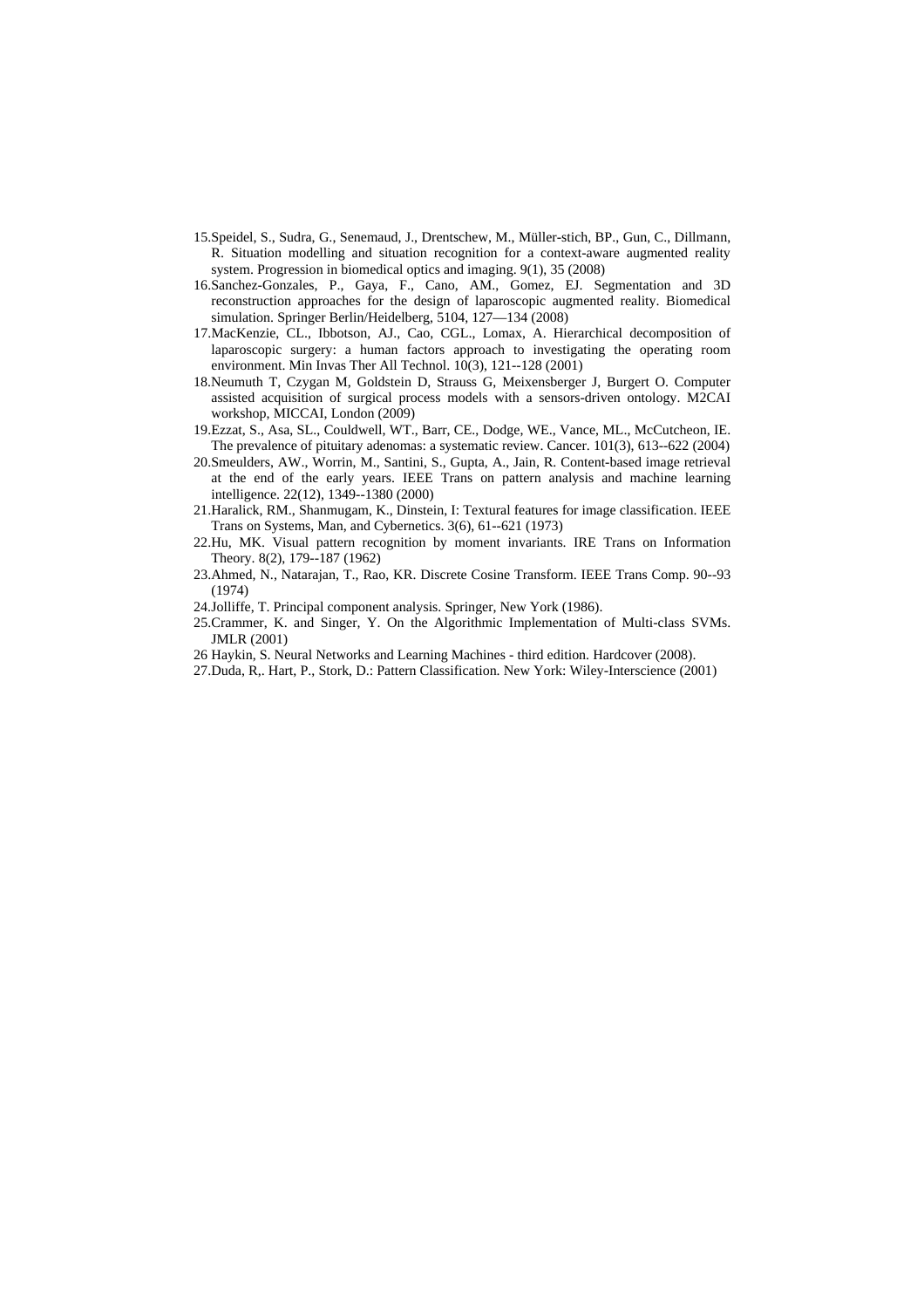15. Speidel, S., Sudra, G., Senemaud, J., Drentschew, M., Müller-stich, BP., Gun, C., Dillmann, R. Situation modelling and situation recognition for a context-aware augmented reality system. Progression in biomedical optics and imaging. 9(1), 35 (2008)
16. Sanchez-Gonzales, P., Gaya, F., Cano, AM., Gomez, EJ. Segmentation and 3D reconstruction approaches for the design of laparoscopic augmented reality. Biomedical simulation. Springer Berlin/Heidelberg, 5104, 127—134 (2008)
17. MacKenzie, CL., Ibbotson, AJ., Cao, CGL., Lomax, A. Hierarchical decomposition of laparoscopic surgery: a human factors approach to investigating the operating room environment. Min Invas Ther All Technol. 10(3), 121--128 (2001)
18. Neumuth T, Czygan M, Goldstein D, Strauss G, Meixensberger J, Burgert O. Computer assisted acquisition of surgical process models with a sensors-driven ontology. M2CAI workshop, MICCAI, London (2009)
19. Ezzat, S., Asa, SL., Couldwell, WT., Barr, CE., Dodge, WE., Vance, ML., McCutcheon, IE. The prevalence of pituitary adenomas: a systematic review. Cancer. 101(3), 613--622 (2004)
20. Smeulders, AW., Worrin, M., Santini, S., Gupta, A., Jain, R. Content-based image retrieval at the end of the early years. IEEE Trans on pattern analysis and machine learning intelligence. 22(12), 1349--1380 (2000)
21. Haralick, RM., Shanmugam, K., Dinstein, I: Textural features for image classification. IEEE Trans on Systems, Man, and Cybernetics. 3(6), 61--621 (1973)
22. Hu, MK. Visual pattern recognition by moment invariants. IRE Trans on Information Theory. 8(2), 179--187 (1962)
23. Ahmed, N., Natarajan, T., Rao, KR. Discrete Cosine Transform. IEEE Trans Comp. 90--93 (1974)
24. Jolliffe, T. Principal component analysis. Springer, New York (1986).
25. Crammer, K. and Singer, Y. On the Algorithmic Implementation of Multi-class SVMs. JMLR (2001)
26. Haykin, S. Neural Networks and Learning Machines - third edition. Hardcover (2008).
27. Duda, R,. Hart, P., Stork, D.: Pattern Classification. New York: Wiley-Interscience (2001)